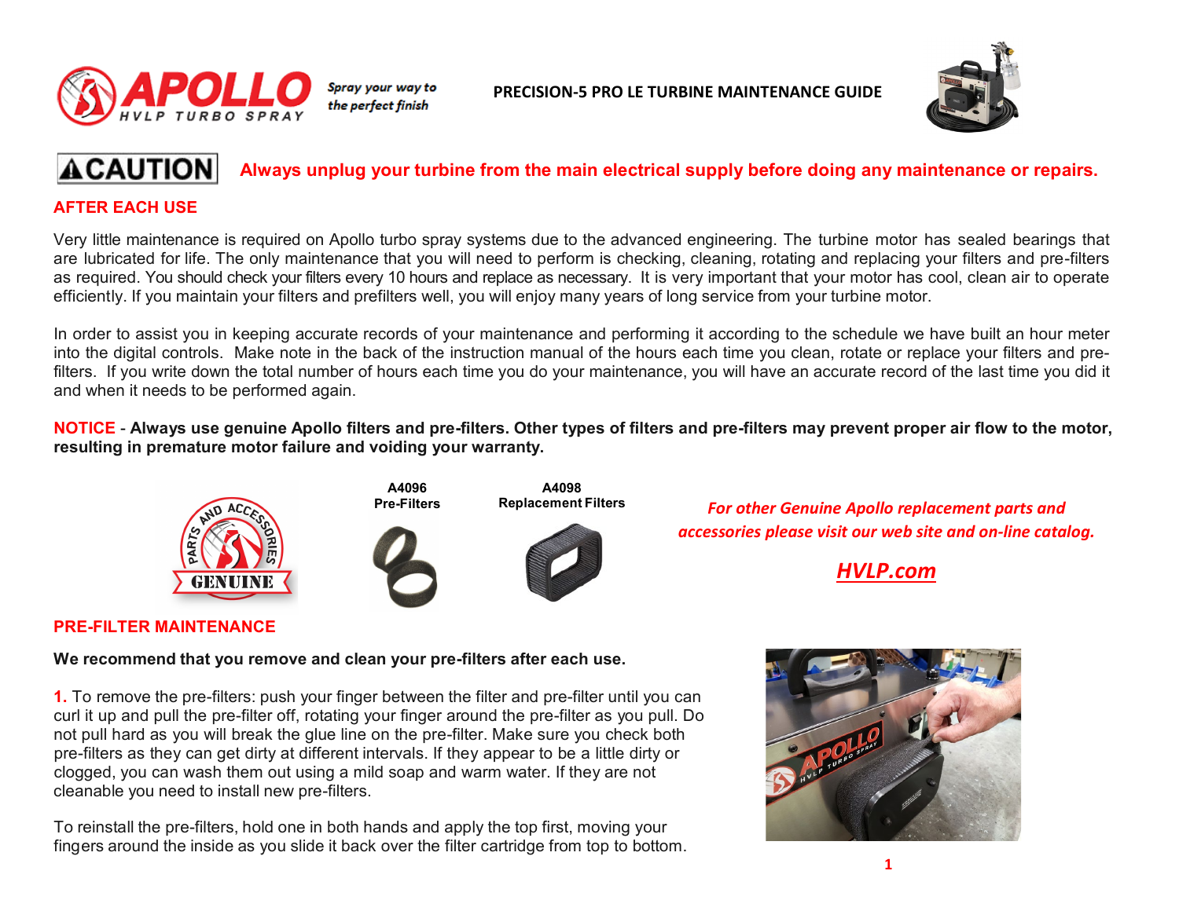APOLLO HVLP TURBO SPRAY

*Spray your way to the perfect finish*

# PRECISION-5 PRO LE TURBINE MAINTENANCE GUIDE

**CAUTION** **Always unplug your turbine from the main electrical supply before doing any maintenance or repairs.**

## AFTER EACH USE

Very little maintenance is required on Apollo turbo spray systems due to the advanced engineering. The turbine motor has sealed bearings that are lubricated for life. The only maintenance that you will need to perform is checking, cleaning, rotating and replacing your filters and pre-filters as required. You should check your filters every 10 hours and replace as necessary. It is very important that your motor has cool, clean air to operate efficiently. If you maintain your filters and prefilters well, you will enjoy many years of long service from your turbine motor.

In order to assist you in keeping accurate records of your maintenance and performing it according to the schedule we have built an hour meter into the digital controls. Make note in the back of the instruction manual of the hours each time you clean, rotate or replace your filters and pre-filters. If you write down the total number of hours each time you do your maintenance, you will have an accurate record of the last time you did it and when it needs to be performed again.

**NOTICE - Always use genuine Apollo filters and pre-filters. Other types of filters and pre-filters may prevent proper air flow to the motor, resulting in premature motor failure and voiding your warranty.**

PARTS AND ACCESSORIES GENUINE

**A4096**
**Pre-Filters**

**A4098**
**Replacement Filters**

*For other Genuine Apollo replacement parts and accessories please visit our web site and on-line catalog.*

***HVLP.com***

## PRE-FILTER MAINTENANCE

**We recommend that you remove and clean your pre-filters after each use.**

**1.** To remove the pre-filters: push your finger between the filter and pre-filter until you can curl it up and pull the pre-filter off, rotating your finger around the pre-filter as you pull. Do not pull hard as you will break the glue line on the pre-filter. Make sure you check both pre-filters as they can get dirty at different intervals. If they appear to be a little dirty or clogged, you can wash them out using a mild soap and warm water. If they are not cleanable you need to install new pre-filters.

To reinstall the pre-filters, hold one in both hands and apply the top first, moving your fingers around the inside as you slide it back over the filter cartridge from top to bottom.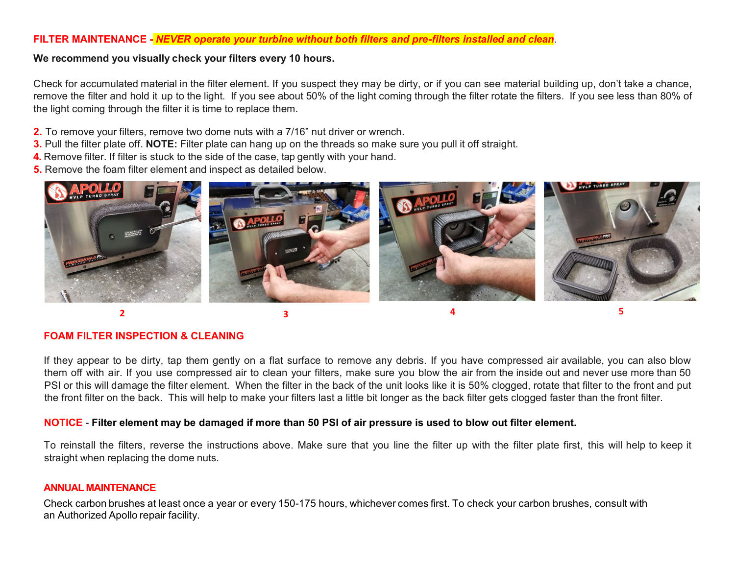**FILTER MAINTENANCE** - ***NEVER operate your turbine without both filters and pre-filters installed and clean***.

**We recommend you visually check your filters every 10 hours.**

Check for accumulated material in the filter element. If you suspect they may be dirty, or if you can see material building up, don't take a chance, remove the filter and hold it up to the light. If you see about 50% of the light coming through the filter rotate the filters. If you see less than 80% of the light coming through the filter it is time to replace them.

**2.** To remove your filters, remove two dome nuts with a 7/16" nut driver or wrench.
**3.** Pull the filter plate off. **NOTE:** Filter plate can hang up on the threads so make sure you pull it off straight.
**4.** Remove filter. If filter is stuck to the side of the case, tap gently with your hand.
**5.** Remove the foam filter element and inspect as detailed below.

2

3

4

5

## FOAM FILTER INSPECTION & CLEANING

If they appear to be dirty, tap them gently on a flat surface to remove any debris. If you have compressed air available, you can also blow them off with air. If you use compressed air to clean your filters, make sure you blow the air from the inside out and never use more than 50 PSI or this will damage the filter element. When the filter in the back of the unit looks like it is 50% clogged, rotate that filter to the front and put the front filter on the back. This will help to make your filters last a little bit longer as the back filter gets clogged faster than the front filter.

NOTICE - **Filter element may be damaged if more than 50 PSI of air pressure is used to blow out filter element.**

To reinstall the filters, reverse the instructions above. Make sure that you line the filter up with the filter plate first, this will help to keep it straight when replacing the dome nuts.

## ANNUAL MAINTENANCE

Check carbon brushes at least once a year or every 150-175 hours, whichever comes first. To check your carbon brushes, consult with an Authorized Apollo repair facility.